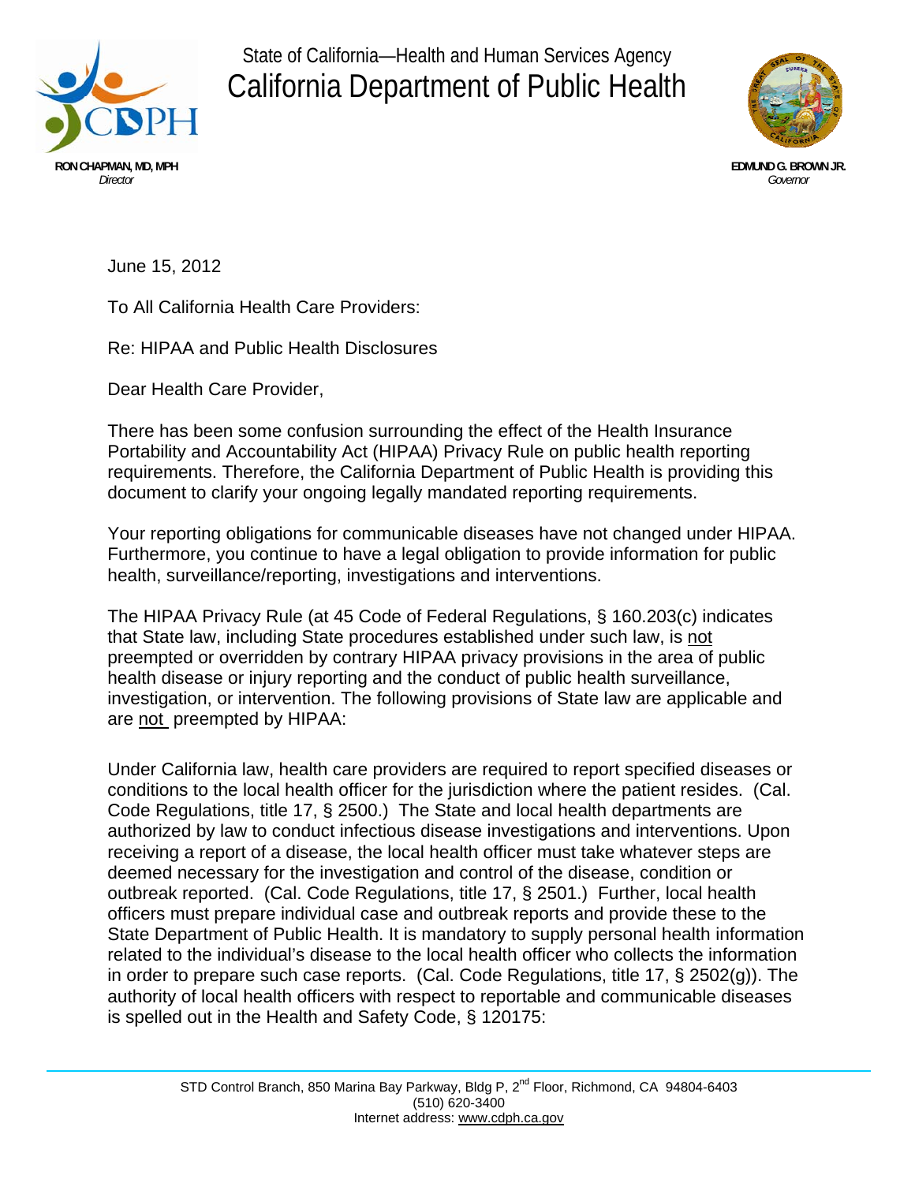State of California—Health and Human Services Agency

# California Department of Public Health

**RON CHAPMAN, MD, MPH**
*Director*

**EDMUND G. BROWN JR.**
*Governor*

June 15, 2012

To All California Health Care Providers:

Re: HIPAA and Public Health Disclosures

Dear Health Care Provider,

There has been some confusion surrounding the effect of the Health Insurance Portability and Accountability Act (HIPAA) Privacy Rule on public health reporting requirements. Therefore, the California Department of Public Health is providing this document to clarify your ongoing legally mandated reporting requirements.

Your reporting obligations for communicable diseases have not changed under HIPAA. Furthermore, you continue to have a legal obligation to provide information for public health, surveillance/reporting, investigations and interventions.

The HIPAA Privacy Rule (at 45 Code of Federal Regulations, § 160.203(c) indicates that State law, including State procedures established under such law, is <u>not</u> preempted or overridden by contrary HIPAA privacy provisions in the area of public health disease or injury reporting and the conduct of public health surveillance, investigation, or intervention. The following provisions of State law are applicable and are <u>not</u> preempted by HIPAA:

Under California law, health care providers are required to report specified diseases or conditions to the local health officer for the jurisdiction where the patient resides. (Cal. Code Regulations, title 17, § 2500.) The State and local health departments are authorized by law to conduct infectious disease investigations and interventions. Upon receiving a report of a disease, the local health officer must take whatever steps are deemed necessary for the investigation and control of the disease, condition or outbreak reported. (Cal. Code Regulations, title 17, § 2501.) Further, local health officers must prepare individual case and outbreak reports and provide these to the State Department of Public Health. It is mandatory to supply personal health information related to the individual's disease to the local health officer who collects the information in order to prepare such case reports. (Cal. Code Regulations, title 17, § 2502(g)). The authority of local health officers with respect to reportable and communicable diseases is spelled out in the Health and Safety Code, § 120175:

STD Control Branch, 850 Marina Bay Parkway, Bldg P, 2nd Floor, Richmond, CA 94804-6403
(510) 620-3400
Internet address: www.cdph.ca.gov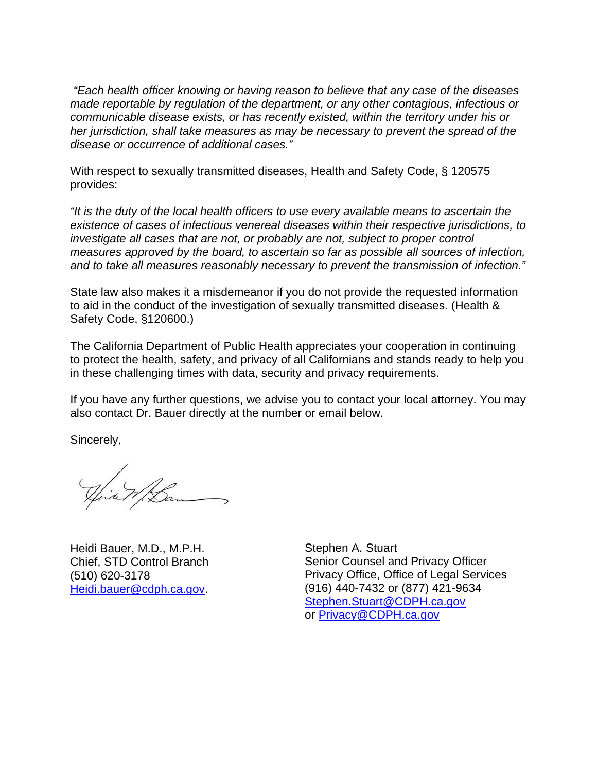*"Each health officer knowing or having reason to believe that any case of the diseases made reportable by regulation of the department, or any other contagious, infectious or communicable disease exists, or has recently existed, within the territory under his or her jurisdiction, shall take measures as may be necessary to prevent the spread of the disease or occurrence of additional cases."*

With respect to sexually transmitted diseases, Health and Safety Code, § 120575 provides:

*"It is the duty of the local health officers to use every available means to ascertain the existence of cases of infectious venereal diseases within their respective jurisdictions, to investigate all cases that are not, or probably are not, subject to proper control measures approved by the board, to ascertain so far as possible all sources of infection, and to take all measures reasonably necessary to prevent the transmission of infection."*

State law also makes it a misdemeanor if you do not provide the requested information to aid in the conduct of the investigation of sexually transmitted diseases. (Health & Safety Code, §120600.)

The California Department of Public Health appreciates your cooperation in continuing to protect the health, safety, and privacy of all Californians and stands ready to help you in these challenging times with data, security and privacy requirements.

If you have any further questions, we advise you to contact your local attorney. You may also contact Dr. Bauer directly at the number or email below.

Sincerely,

Heidi Bauer, M.D., M.P.H.
Chief, STD Control Branch
(510) 620-3178
Heidi.bauer@cdph.ca.gov.

Stephen A. Stuart
Senior Counsel and Privacy Officer
Privacy Office, Office of Legal Services
(916) 440-7432 or (877) 421-9634
Stephen.Stuart@CDPH.ca.gov
or Privacy@CDPH.ca.gov